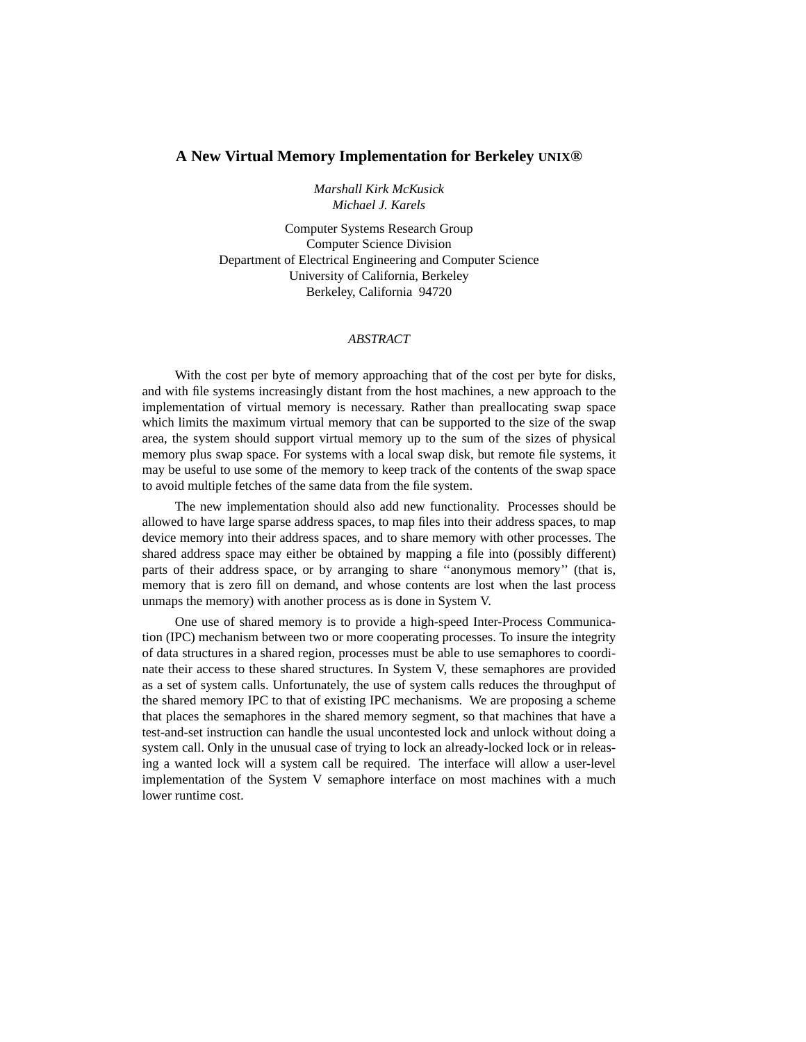# A New Virtual Memory Implementation for Berkeley UNIX®

*Marshall Kirk McKusick*
*Michael J. Karels*

Computer Systems Research Group
Computer Science Division
Department of Electrical Engineering and Computer Science
University of California, Berkeley
Berkeley, California 94720

*ABSTRACT*

With the cost per byte of memory approaching that of the cost per byte for disks, and with file systems increasingly distant from the host machines, a new approach to the implementation of virtual memory is necessary. Rather than preallocating swap space which limits the maximum virtual memory that can be supported to the size of the swap area, the system should support virtual memory up to the sum of the sizes of physical memory plus swap space. For systems with a local swap disk, but remote file systems, it may be useful to use some of the memory to keep track of the contents of the swap space to avoid multiple fetches of the same data from the file system.

The new implementation should also add new functionality. Processes should be allowed to have large sparse address spaces, to map files into their address spaces, to map device memory into their address spaces, and to share memory with other processes. The shared address space may either be obtained by mapping a file into (possibly different) parts of their address space, or by arranging to share ''anonymous memory'' (that is, memory that is zero fill on demand, and whose contents are lost when the last process unmaps the memory) with another process as is done in System V.

One use of shared memory is to provide a high-speed Inter-Process Communication (IPC) mechanism between two or more cooperating processes. To insure the integrity of data structures in a shared region, processes must be able to use semaphores to coordinate their access to these shared structures. In System V, these semaphores are provided as a set of system calls. Unfortunately, the use of system calls reduces the throughput of the shared memory IPC to that of existing IPC mechanisms. We are proposing a scheme that places the semaphores in the shared memory segment, so that machines that have a test-and-set instruction can handle the usual uncontested lock and unlock without doing a system call. Only in the unusual case of trying to lock an already-locked lock or in releasing a wanted lock will a system call be required. The interface will allow a user-level implementation of the System V semaphore interface on most machines with a much lower runtime cost.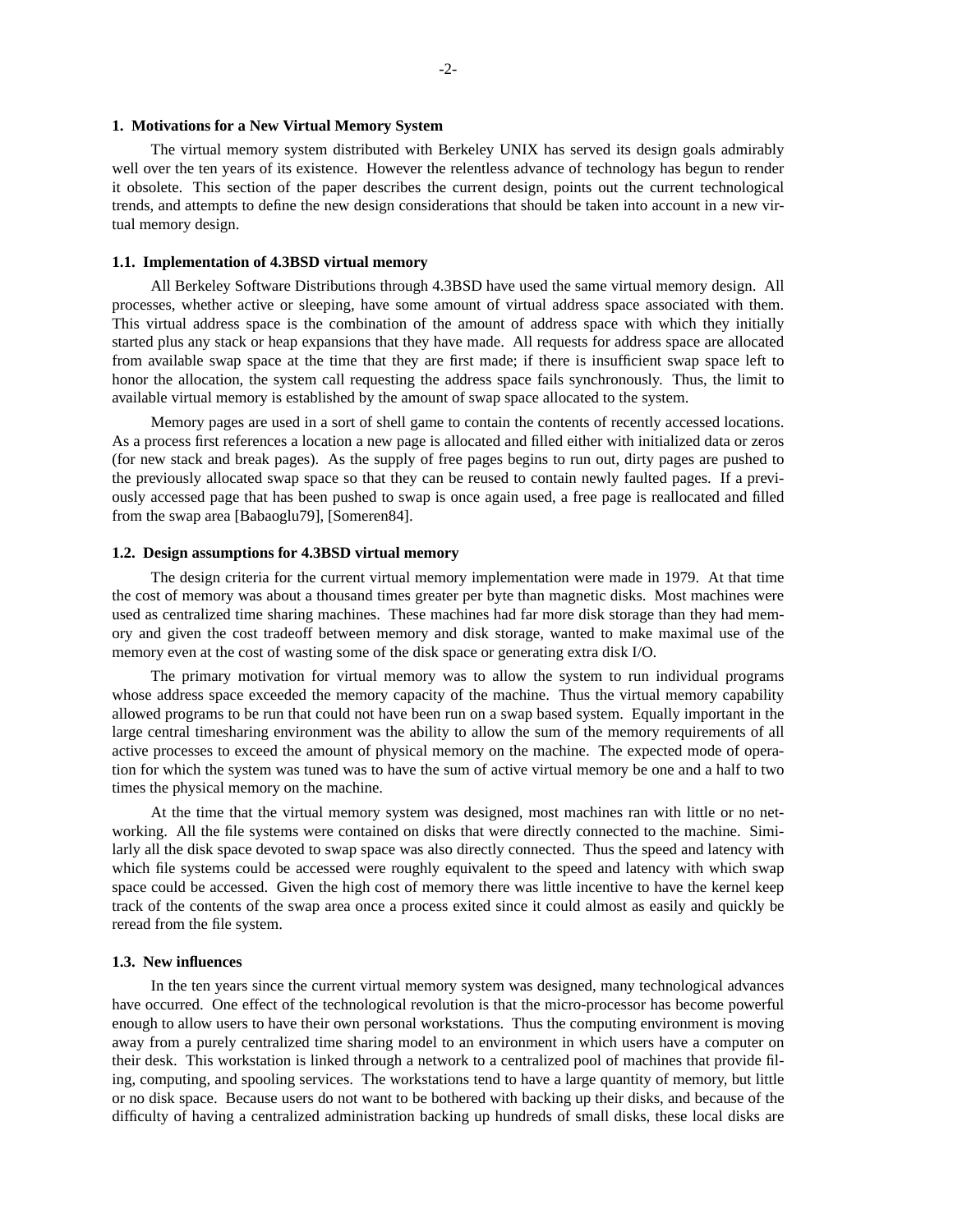## 1. Motivations for a New Virtual Memory System

The virtual memory system distributed with Berkeley UNIX has served its design goals admirably well over the ten years of its existence. However the relentless advance of technology has begun to render it obsolete. This section of the paper describes the current design, points out the current technological trends, and attempts to define the new design considerations that should be taken into account in a new virtual memory design.

### 1.1. Implementation of 4.3BSD virtual memory

All Berkeley Software Distributions through 4.3BSD have used the same virtual memory design. All processes, whether active or sleeping, have some amount of virtual address space associated with them. This virtual address space is the combination of the amount of address space with which they initially started plus any stack or heap expansions that they have made. All requests for address space are allocated from available swap space at the time that they are first made; if there is insufficient swap space left to honor the allocation, the system call requesting the address space fails synchronously. Thus, the limit to available virtual memory is established by the amount of swap space allocated to the system.

Memory pages are used in a sort of shell game to contain the contents of recently accessed locations. As a process first references a location a new page is allocated and filled either with initialized data or zeros (for new stack and break pages). As the supply of free pages begins to run out, dirty pages are pushed to the previously allocated swap space so that they can be reused to contain newly faulted pages. If a previously accessed page that has been pushed to swap is once again used, a free page is reallocated and filled from the swap area [Babaoglu79], [Someren84].

### 1.2. Design assumptions for 4.3BSD virtual memory

The design criteria for the current virtual memory implementation were made in 1979. At that time the cost of memory was about a thousand times greater per byte than magnetic disks. Most machines were used as centralized time sharing machines. These machines had far more disk storage than they had memory and given the cost tradeoff between memory and disk storage, wanted to make maximal use of the memory even at the cost of wasting some of the disk space or generating extra disk I/O.

The primary motivation for virtual memory was to allow the system to run individual programs whose address space exceeded the memory capacity of the machine. Thus the virtual memory capability allowed programs to be run that could not have been run on a swap based system. Equally important in the large central timesharing environment was the ability to allow the sum of the memory requirements of all active processes to exceed the amount of physical memory on the machine. The expected mode of operation for which the system was tuned was to have the sum of active virtual memory be one and a half to two times the physical memory on the machine.

At the time that the virtual memory system was designed, most machines ran with little or no networking. All the file systems were contained on disks that were directly connected to the machine. Similarly all the disk space devoted to swap space was also directly connected. Thus the speed and latency with which file systems could be accessed were roughly equivalent to the speed and latency with which swap space could be accessed. Given the high cost of memory there was little incentive to have the kernel keep track of the contents of the swap area once a process exited since it could almost as easily and quickly be reread from the file system.

### 1.3. New influences

In the ten years since the current virtual memory system was designed, many technological advances have occurred. One effect of the technological revolution is that the micro-processor has become powerful enough to allow users to have their own personal workstations. Thus the computing environment is moving away from a purely centralized time sharing model to an environment in which users have a computer on their desk. This workstation is linked through a network to a centralized pool of machines that provide filing, computing, and spooling services. The workstations tend to have a large quantity of memory, but little or no disk space. Because users do not want to be bothered with backing up their disks, and because of the difficulty of having a centralized administration backing up hundreds of small disks, these local disks are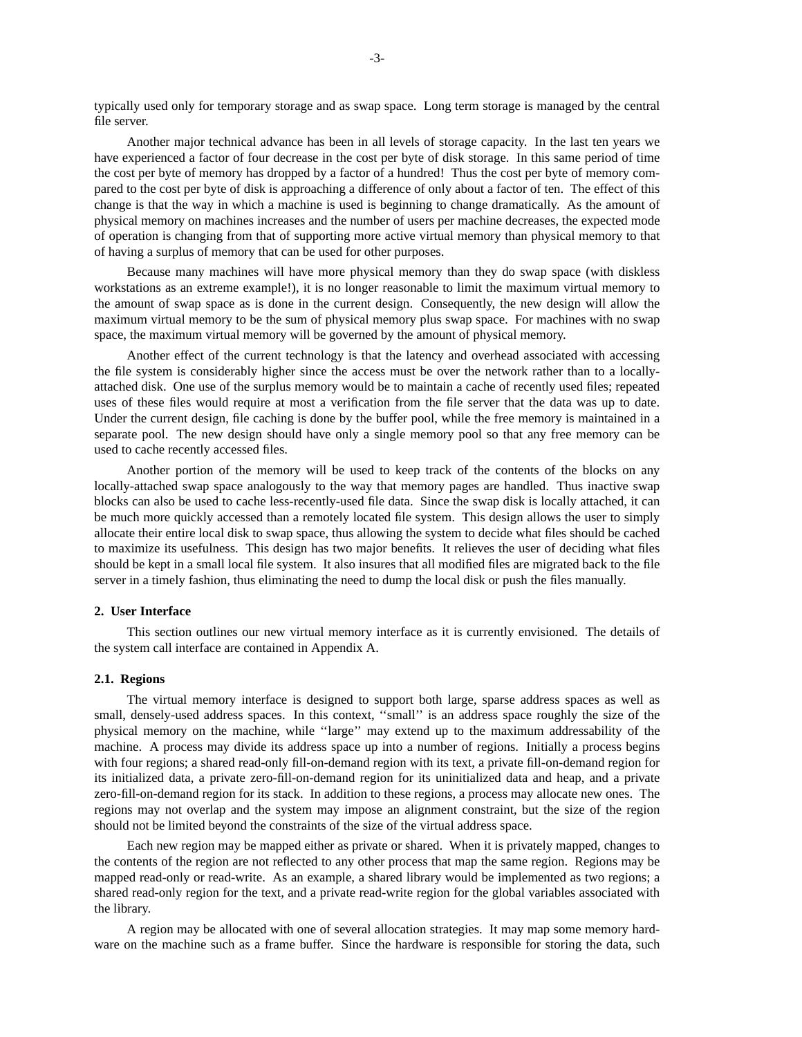typically used only for temporary storage and as swap space. Long term storage is managed by the central file server.

Another major technical advance has been in all levels of storage capacity. In the last ten years we have experienced a factor of four decrease in the cost per byte of disk storage. In this same period of time the cost per byte of memory has dropped by a factor of a hundred! Thus the cost per byte of memory compared to the cost per byte of disk is approaching a difference of only about a factor of ten. The effect of this change is that the way in which a machine is used is beginning to change dramatically. As the amount of physical memory on machines increases and the number of users per machine decreases, the expected mode of operation is changing from that of supporting more active virtual memory than physical memory to that of having a surplus of memory that can be used for other purposes.

Because many machines will have more physical memory than they do swap space (with diskless workstations as an extreme example!), it is no longer reasonable to limit the maximum virtual memory to the amount of swap space as is done in the current design. Consequently, the new design will allow the maximum virtual memory to be the sum of physical memory plus swap space. For machines with no swap space, the maximum virtual memory will be governed by the amount of physical memory.

Another effect of the current technology is that the latency and overhead associated with accessing the file system is considerably higher since the access must be over the network rather than to a locally-attached disk. One use of the surplus memory would be to maintain a cache of recently used files; repeated uses of these files would require at most a verification from the file server that the data was up to date. Under the current design, file caching is done by the buffer pool, while the free memory is maintained in a separate pool. The new design should have only a single memory pool so that any free memory can be used to cache recently accessed files.

Another portion of the memory will be used to keep track of the contents of the blocks on any locally-attached swap space analogously to the way that memory pages are handled. Thus inactive swap blocks can also be used to cache less-recently-used file data. Since the swap disk is locally attached, it can be much more quickly accessed than a remotely located file system. This design allows the user to simply allocate their entire local disk to swap space, thus allowing the system to decide what files should be cached to maximize its usefulness. This design has two major benefits. It relieves the user of deciding what files should be kept in a small local file system. It also insures that all modified files are migrated back to the file server in a timely fashion, thus eliminating the need to dump the local disk or push the files manually.

## 2. User Interface

This section outlines our new virtual memory interface as it is currently envisioned. The details of the system call interface are contained in Appendix A.

### 2.1. Regions

The virtual memory interface is designed to support both large, sparse address spaces as well as small, densely-used address spaces. In this context, ''small'' is an address space roughly the size of the physical memory on the machine, while ''large'' may extend up to the maximum addressability of the machine. A process may divide its address space up into a number of regions. Initially a process begins with four regions; a shared read-only fill-on-demand region with its text, a private fill-on-demand region for its initialized data, a private zero-fill-on-demand region for its uninitialized data and heap, and a private zero-fill-on-demand region for its stack. In addition to these regions, a process may allocate new ones. The regions may not overlap and the system may impose an alignment constraint, but the size of the region should not be limited beyond the constraints of the size of the virtual address space.

Each new region may be mapped either as private or shared. When it is privately mapped, changes to the contents of the region are not reflected to any other process that map the same region. Regions may be mapped read-only or read-write. As an example, a shared library would be implemented as two regions; a shared read-only region for the text, and a private read-write region for the global variables associated with the library.

A region may be allocated with one of several allocation strategies. It may map some memory hardware on the machine such as a frame buffer. Since the hardware is responsible for storing the data, such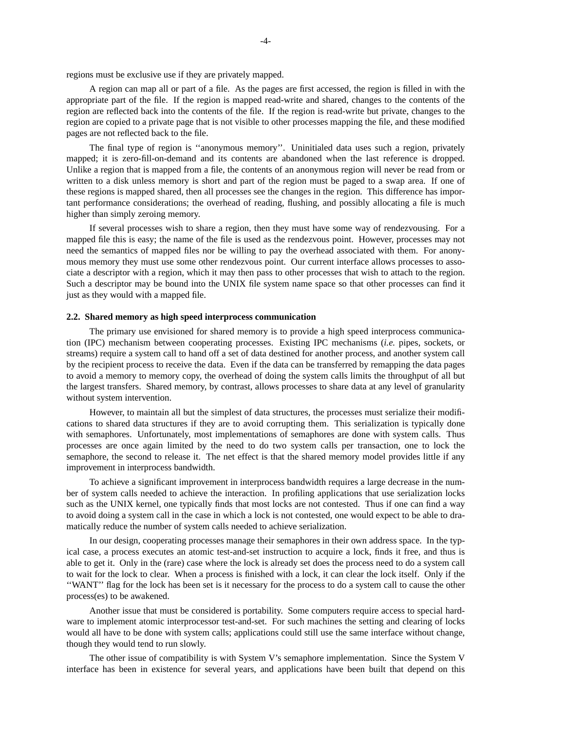regions must be exclusive use if they are privately mapped.

A region can map all or part of a file. As the pages are first accessed, the region is filled in with the appropriate part of the file. If the region is mapped read-write and shared, changes to the contents of the region are reflected back into the contents of the file. If the region is read-write but private, changes to the region are copied to a private page that is not visible to other processes mapping the file, and these modified pages are not reflected back to the file.

The final type of region is ''anonymous memory''. Uninitialed data uses such a region, privately mapped; it is zero-fill-on-demand and its contents are abandoned when the last reference is dropped. Unlike a region that is mapped from a file, the contents of an anonymous region will never be read from or written to a disk unless memory is short and part of the region must be paged to a swap area. If one of these regions is mapped shared, then all processes see the changes in the region. This difference has important performance considerations; the overhead of reading, flushing, and possibly allocating a file is much higher than simply zeroing memory.

If several processes wish to share a region, then they must have some way of rendezvousing. For a mapped file this is easy; the name of the file is used as the rendezvous point. However, processes may not need the semantics of mapped files nor be willing to pay the overhead associated with them. For anonymous memory they must use some other rendezvous point. Our current interface allows processes to associate a descriptor with a region, which it may then pass to other processes that wish to attach to the region. Such a descriptor may be bound into the UNIX file system name space so that other processes can find it just as they would with a mapped file.

### 2.2. Shared memory as high speed interprocess communication

The primary use envisioned for shared memory is to provide a high speed interprocess communication (IPC) mechanism between cooperating processes. Existing IPC mechanisms (*i.e.* pipes, sockets, or streams) require a system call to hand off a set of data destined for another process, and another system call by the recipient process to receive the data. Even if the data can be transferred by remapping the data pages to avoid a memory to memory copy, the overhead of doing the system calls limits the throughput of all but the largest transfers. Shared memory, by contrast, allows processes to share data at any level of granularity without system intervention.

However, to maintain all but the simplest of data structures, the processes must serialize their modifications to shared data structures if they are to avoid corrupting them. This serialization is typically done with semaphores. Unfortunately, most implementations of semaphores are done with system calls. Thus processes are once again limited by the need to do two system calls per transaction, one to lock the semaphore, the second to release it. The net effect is that the shared memory model provides little if any improvement in interprocess bandwidth.

To achieve a significant improvement in interprocess bandwidth requires a large decrease in the number of system calls needed to achieve the interaction. In profiling applications that use serialization locks such as the UNIX kernel, one typically finds that most locks are not contested. Thus if one can find a way to avoid doing a system call in the case in which a lock is not contested, one would expect to be able to dramatically reduce the number of system calls needed to achieve serialization.

In our design, cooperating processes manage their semaphores in their own address space. In the typical case, a process executes an atomic test-and-set instruction to acquire a lock, finds it free, and thus is able to get it. Only in the (rare) case where the lock is already set does the process need to do a system call to wait for the lock to clear. When a process is finished with a lock, it can clear the lock itself. Only if the ''WANT'' flag for the lock has been set is it necessary for the process to do a system call to cause the other process(es) to be awakened.

Another issue that must be considered is portability. Some computers require access to special hardware to implement atomic interprocessor test-and-set. For such machines the setting and clearing of locks would all have to be done with system calls; applications could still use the same interface without change, though they would tend to run slowly.

The other issue of compatibility is with System V's semaphore implementation. Since the System V interface has been in existence for several years, and applications have been built that depend on this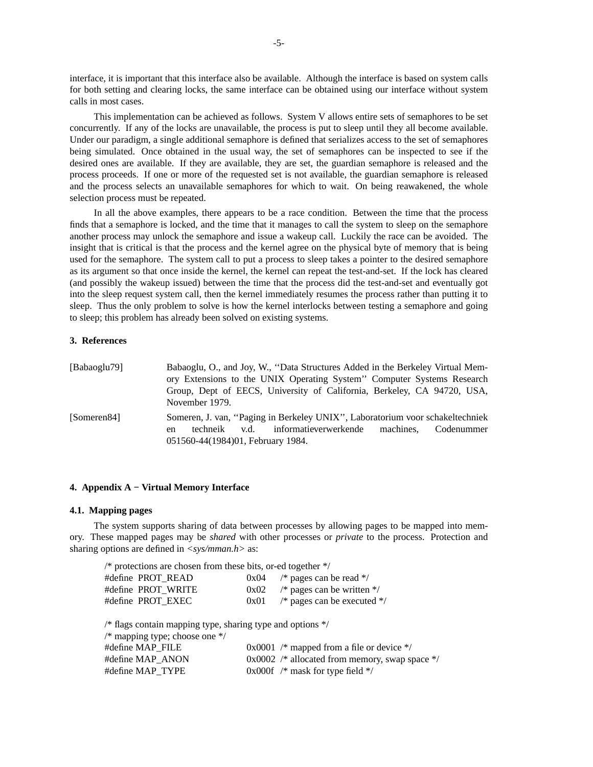interface, it is important that this interface also be available. Although the interface is based on system calls for both setting and clearing locks, the same interface can be obtained using our interface without system calls in most cases.

This implementation can be achieved as follows. System V allows entire sets of semaphores to be set concurrently. If any of the locks are unavailable, the process is put to sleep until they all become available. Under our paradigm, a single additional semaphore is defined that serializes access to the set of semaphores being simulated. Once obtained in the usual way, the set of semaphores can be inspected to see if the desired ones are available. If they are available, they are set, the guardian semaphore is released and the process proceeds. If one or more of the requested set is not available, the guardian semaphore is released and the process selects an unavailable semaphores for which to wait. On being reawakened, the whole selection process must be repeated.

In all the above examples, there appears to be a race condition. Between the time that the process finds that a semaphore is locked, and the time that it manages to call the system to sleep on the semaphore another process may unlock the semaphore and issue a wakeup call. Luckily the race can be avoided. The insight that is critical is that the process and the kernel agree on the physical byte of memory that is being used for the semaphore. The system call to put a process to sleep takes a pointer to the desired semaphore as its argument so that once inside the kernel, the kernel can repeat the test-and-set. If the lock has cleared (and possibly the wakeup issued) between the time that the process did the test-and-set and eventually got into the sleep request system call, then the kernel immediately resumes the process rather than putting it to sleep. Thus the only problem to solve is how the kernel interlocks between testing a semaphore and going to sleep; this problem has already been solved on existing systems.

## 3. References

[Babaoglu79] Babaoglu, O., and Joy, W., ‘‘Data Structures Added in the Berkeley Virtual Memory Extensions to the UNIX Operating System’’ Computer Systems Research Group, Dept of EECS, University of California, Berkeley, CA 94720, USA, November 1979.

[Someren84] Someren, J. van, ‘‘Paging in Berkeley UNIX’’, Laboratorium voor schakeltechniek en techneik v.d. informatieverwerkende machines, Codenummer 051560-44(1984)01, February 1984.

## 4. Appendix A − Virtual Memory Interface

### 4.1. Mapping pages

The system supports sharing of data between processes by allowing pages to be mapped into memory. These mapped pages may be *shared* with other processes or *private* to the process. Protection and sharing options are defined in *<sys/mman.h>* as:

```
/* protections are chosen from these bits, or-ed together */
#define PROT_READ       0x04    /* pages can be read */
#define PROT_WRITE      0x02    /* pages can be written */
#define PROT_EXEC       0x01    /* pages can be executed */

/* flags contain mapping type, sharing type and options */
/* mapping type; choose one */
#define MAP_FILE        0x0001  /* mapped from a file or device */
#define MAP_ANON        0x0002  /* allocated from memory, swap space */
#define MAP_TYPE        0x000f  /* mask for type field */
```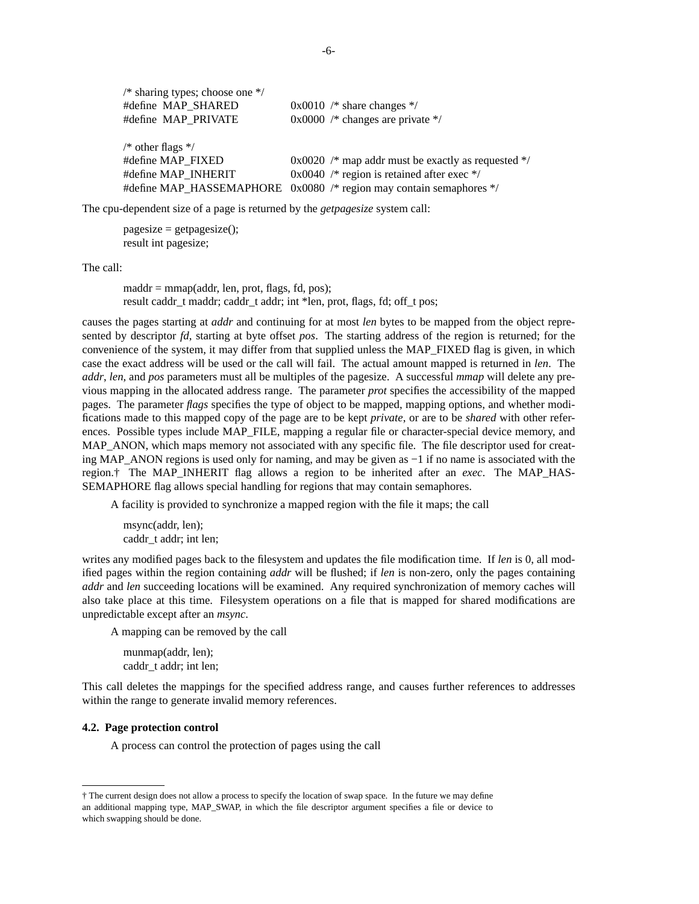```
/* sharing types; choose one */
#define  MAP_SHARED         0x0010  /* share changes */
#define  MAP_PRIVATE        0x0000  /* changes are private */

/* other flags */
#define MAP_FIXED           0x0020  /* map addr must be exactly as requested */
#define MAP_INHERIT         0x0040  /* region is retained after exec */
#define MAP_HASSEMAPHORE    0x0080  /* region may contain semaphores */
```

The cpu-dependent size of a page is returned by the *getpagesize* system call:

```
pagesize = getpagesize();
result int pagesize;
```

The call:

```
maddr = mmap(addr, len, prot, flags, fd, pos);
result caddr_t maddr; caddr_t addr; int *len, prot, flags, fd; off_t pos;
```

causes the pages starting at *addr* and continuing for at most *len* bytes to be mapped from the object represented by descriptor *fd*, starting at byte offset *pos*. The starting address of the region is returned; for the convenience of the system, it may differ from that supplied unless the MAP_FIXED flag is given, in which case the exact address will be used or the call will fail. The actual amount mapped is returned in *len*. The *addr*, *len*, and *pos* parameters must all be multiples of the pagesize. A successful *mmap* will delete any previous mapping in the allocated address range. The parameter *prot* specifies the accessibility of the mapped pages. The parameter *flags* specifies the type of object to be mapped, mapping options, and whether modifications made to this mapped copy of the page are to be kept *private*, or are to be *shared* with other references. Possible types include MAP_FILE, mapping a regular file or character-special device memory, and MAP_ANON, which maps memory not associated with any specific file. The file descriptor used for creating MAP_ANON regions is used only for naming, and may be given as −1 if no name is associated with the region.† The MAP_INHERIT flag allows a region to be inherited after an *exec*. The MAP_HASSEMAPHORE flag allows special handling for regions that may contain semaphores.

A facility is provided to synchronize a mapped region with the file it maps; the call

```
msync(addr, len);
caddr_t addr; int len;
```

writes any modified pages back to the filesystem and updates the file modification time. If *len* is 0, all modified pages within the region containing *addr* will be flushed; if *len* is non-zero, only the pages containing *addr* and *len* succeeding locations will be examined. Any required synchronization of memory caches will also take place at this time. Filesystem operations on a file that is mapped for shared modifications are unpredictable except after an *msync*.

A mapping can be removed by the call

```
munmap(addr, len);
caddr_t addr; int len;
```

This call deletes the mappings for the specified address range, and causes further references to addresses within the range to generate invalid memory references.

### 4.2. Page protection control

A process can control the protection of pages using the call

---

† The current design does not allow a process to specify the location of swap space. In the future we may define an additional mapping type, MAP_SWAP, in which the file descriptor argument specifies a file or device to which swapping should be done.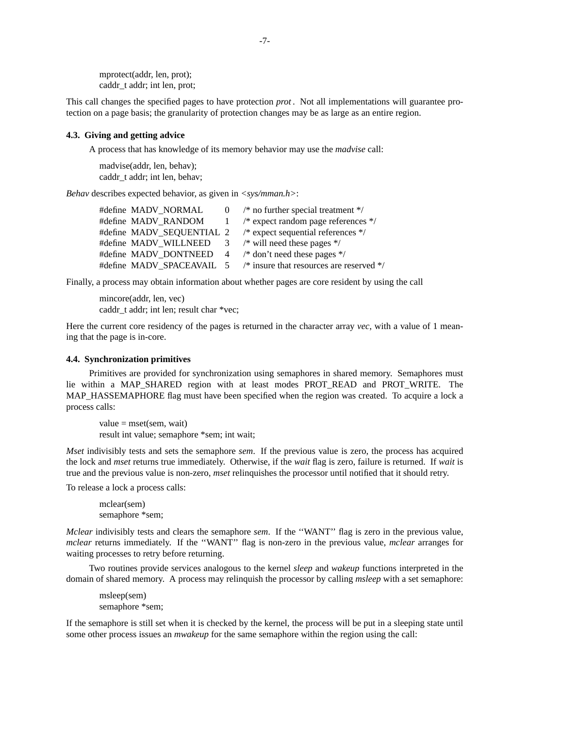```
mprotect(addr, len, prot);
caddr_t addr; int len, prot;
```

This call changes the specified pages to have protection *prot*. Not all implementations will guarantee protection on a page basis; the granularity of protection changes may be as large as an entire region.

### 4.3. Giving and getting advice

A process that has knowledge of its memory behavior may use the *madvise* call:

```
madvise(addr, len, behav);
caddr_t addr; int len, behav;
```

*Behav* describes expected behavior, as given in *<sys/mman.h>*:

```
#define MADV_NORMAL      0  /* no further special treatment */
#define MADV_RANDOM      1  /* expect random page references */
#define MADV_SEQUENTIAL  2  /* expect sequential references */
#define MADV_WILLNEED    3  /* will need these pages */
#define MADV_DONTNEED    4  /* don't need these pages */
#define MADV_SPACEAVAIL  5  /* insure that resources are reserved */
```

Finally, a process may obtain information about whether pages are core resident by using the call

```
mincore(addr, len, vec)
caddr_t addr; int len; result char *vec;
```

Here the current core residency of the pages is returned in the character array *vec*, with a value of 1 meaning that the page is in-core.

### 4.4. Synchronization primitives

Primitives are provided for synchronization using semaphores in shared memory. Semaphores must lie within a MAP_SHARED region with at least modes PROT_READ and PROT_WRITE. The MAP_HASSEMAPHORE flag must have been specified when the region was created. To acquire a lock a process calls:

```
value = mset(sem, wait)
result int value; semaphore *sem; int wait;
```

*Mset* indivisibly tests and sets the semaphore *sem*. If the previous value is zero, the process has acquired the lock and *mset* returns true immediately. Otherwise, if the *wait* flag is zero, failure is returned. If *wait* is true and the previous value is non-zero, *mset* relinquishes the processor until notified that it should retry.

To release a lock a process calls:

```
mclear(sem)
semaphore *sem;
```

*Mclear* indivisibly tests and clears the semaphore *sem*. If the ''WANT'' flag is zero in the previous value, *mclear* returns immediately. If the ''WANT'' flag is non-zero in the previous value, *mclear* arranges for waiting processes to retry before returning.

Two routines provide services analogous to the kernel *sleep* and *wakeup* functions interpreted in the domain of shared memory. A process may relinquish the processor by calling *msleep* with a set semaphore:

```
msleep(sem)
semaphore *sem;
```

If the semaphore is still set when it is checked by the kernel, the process will be put in a sleeping state until some other process issues an *mwakeup* for the same semaphore within the region using the call: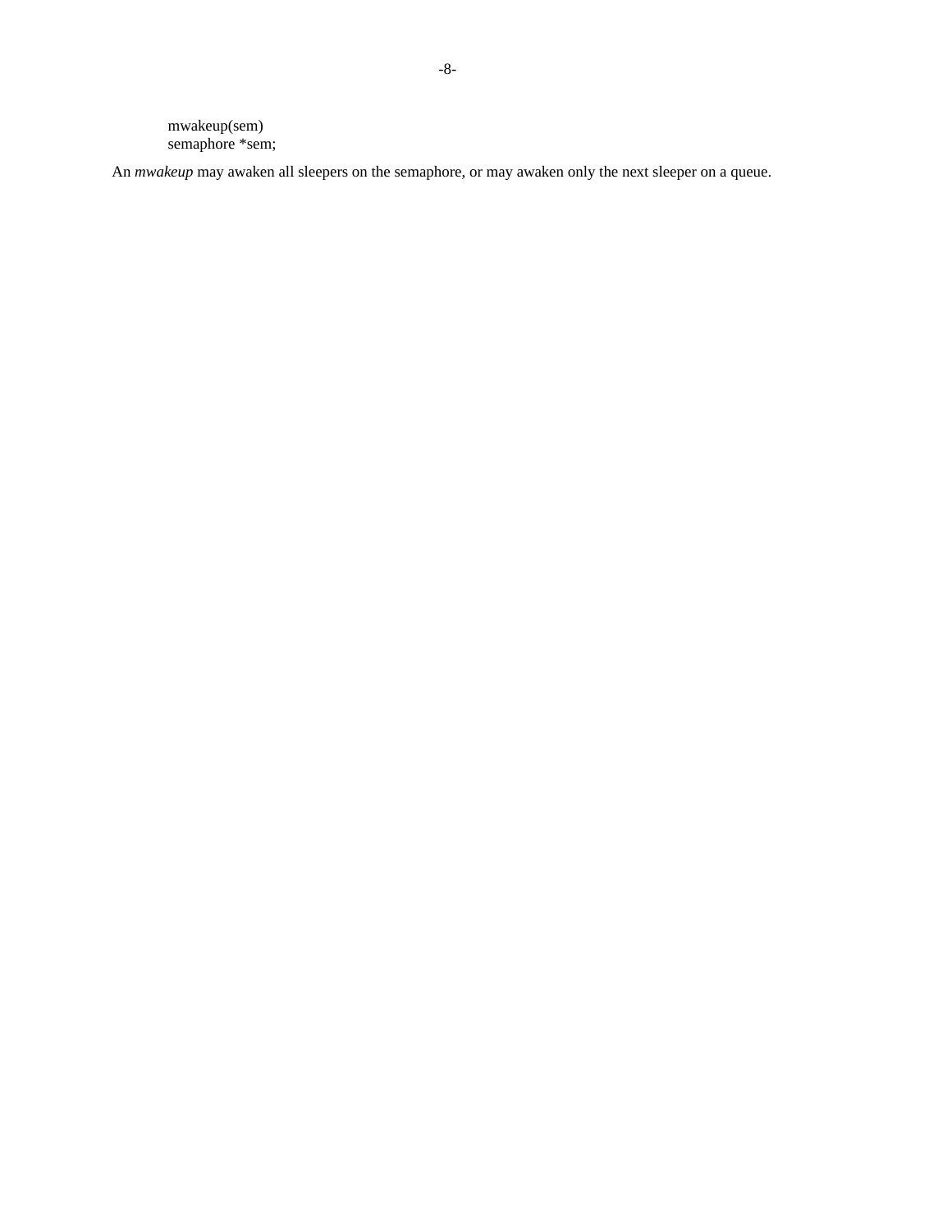```
mwakeup(sem)
semaphore *sem;
```

An *mwakeup* may awaken all sleepers on the semaphore, or may awaken only the next sleeper on a queue.